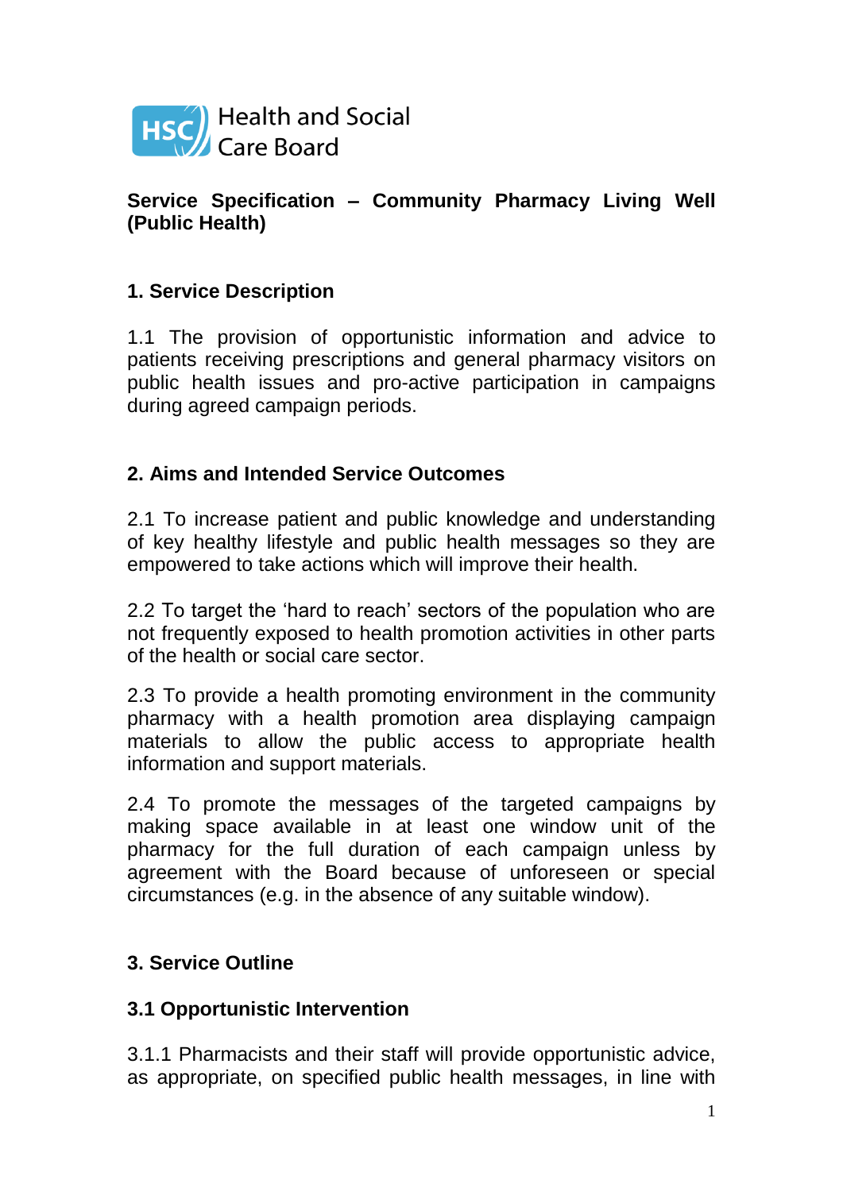Health and Social Care Board

**Service Specification – Community Pharmacy Living Well (Public Health)**

## 1. Service Description

1.1 The provision of opportunistic information and advice to patients receiving prescriptions and general pharmacy visitors on public health issues and pro-active participation in campaigns during agreed campaign periods.

## 2. Aims and Intended Service Outcomes

2.1 To increase patient and public knowledge and understanding of key healthy lifestyle and public health messages so they are empowered to take actions which will improve their health.

2.2 To target the 'hard to reach' sectors of the population who are not frequently exposed to health promotion activities in other parts of the health or social care sector.

2.3 To provide a health promoting environment in the community pharmacy with a health promotion area displaying campaign materials to allow the public access to appropriate health information and support materials.

2.4 To promote the messages of the targeted campaigns by making space available in at least one window unit of the pharmacy for the full duration of each campaign unless by agreement with the Board because of unforeseen or special circumstances (e.g. in the absence of any suitable window).

## 3. Service Outline

### 3.1 Opportunistic Intervention

3.1.1 Pharmacists and their staff will provide opportunistic advice, as appropriate, on specified public health messages, in line with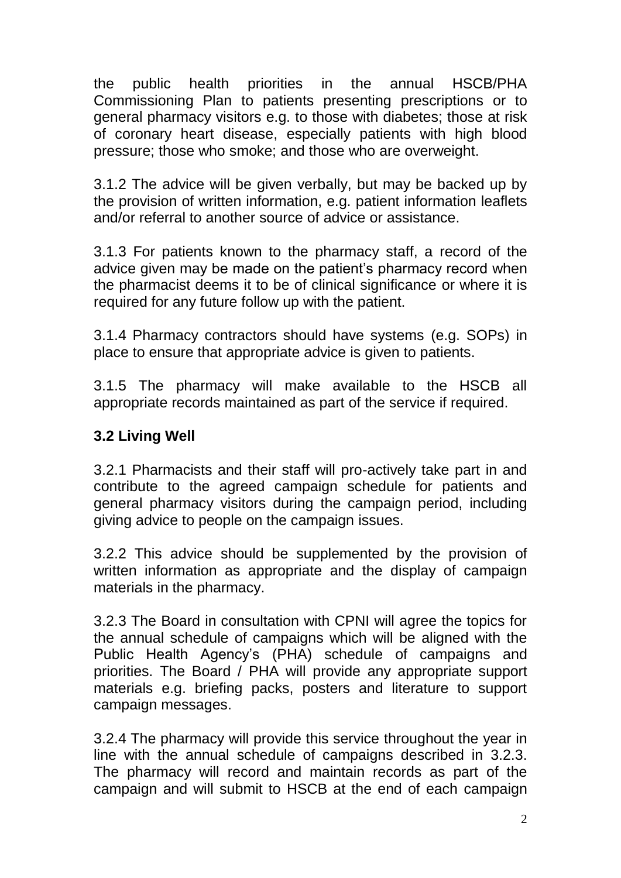the public health priorities in the annual HSCB/PHA Commissioning Plan to patients presenting prescriptions or to general pharmacy visitors e.g. to those with diabetes; those at risk of coronary heart disease, especially patients with high blood pressure; those who smoke; and those who are overweight.

3.1.2 The advice will be given verbally, but may be backed up by the provision of written information, e.g. patient information leaflets and/or referral to another source of advice or assistance.

3.1.3 For patients known to the pharmacy staff, a record of the advice given may be made on the patient's pharmacy record when the pharmacist deems it to be of clinical significance or where it is required for any future follow up with the patient.

3.1.4 Pharmacy contractors should have systems (e.g. SOPs) in place to ensure that appropriate advice is given to patients.

3.1.5 The pharmacy will make available to the HSCB all appropriate records maintained as part of the service if required.

### 3.2 Living Well

3.2.1 Pharmacists and their staff will pro-actively take part in and contribute to the agreed campaign schedule for patients and general pharmacy visitors during the campaign period, including giving advice to people on the campaign issues.

3.2.2 This advice should be supplemented by the provision of written information as appropriate and the display of campaign materials in the pharmacy.

3.2.3 The Board in consultation with CPNI will agree the topics for the annual schedule of campaigns which will be aligned with the Public Health Agency's (PHA) schedule of campaigns and priorities. The Board / PHA will provide any appropriate support materials e.g. briefing packs, posters and literature to support campaign messages.

3.2.4 The pharmacy will provide this service throughout the year in line with the annual schedule of campaigns described in 3.2.3. The pharmacy will record and maintain records as part of the campaign and will submit to HSCB at the end of each campaign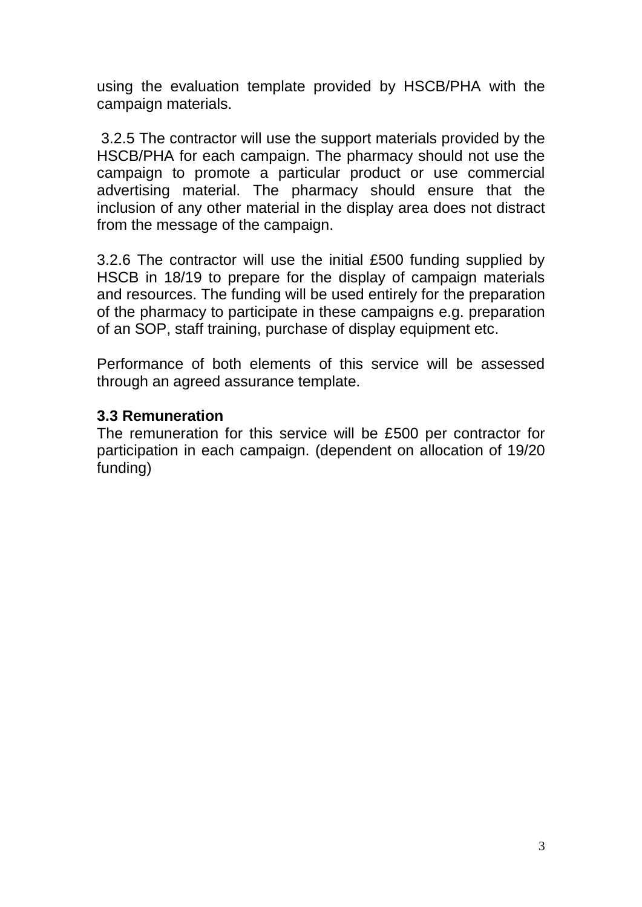using the evaluation template provided by HSCB/PHA with the campaign materials.

3.2.5 The contractor will use the support materials provided by the HSCB/PHA for each campaign. The pharmacy should not use the campaign to promote a particular product or use commercial advertising material. The pharmacy should ensure that the inclusion of any other material in the display area does not distract from the message of the campaign.

3.2.6 The contractor will use the initial £500 funding supplied by HSCB in 18/19 to prepare for the display of campaign materials and resources. The funding will be used entirely for the preparation of the pharmacy to participate in these campaigns e.g. preparation of an SOP, staff training, purchase of display equipment etc.

Performance of both elements of this service will be assessed through an agreed assurance template.

**3.3 Remuneration**

The remuneration for this service will be £500 per contractor for participation in each campaign. (dependent on allocation of 19/20 funding)